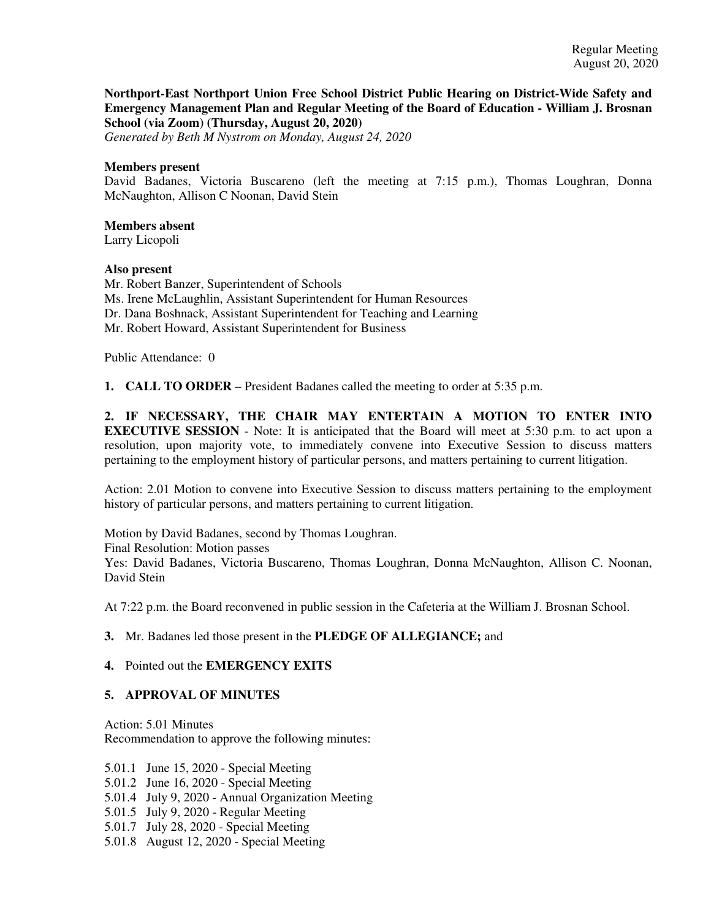Regular Meeting
August 20, 2020

**Northport-East Northport Union Free School District Public Hearing on District-Wide Safety and Emergency Management Plan and Regular Meeting of the Board of Education - William J. Brosnan School (via Zoom) (Thursday, August 20, 2020)**
*Generated by Beth M Nystrom on Monday, August 24, 2020*

**Members present**
David Badanes, Victoria Buscareno (left the meeting at 7:15 p.m.), Thomas Loughran, Donna McNaughton, Allison C Noonan, David Stein

**Members absent**
Larry Licopoli

**Also present**
Mr. Robert Banzer, Superintendent of Schools
Ms. Irene McLaughlin, Assistant Superintendent for Human Resources
Dr. Dana Boshnack, Assistant Superintendent for Teaching and Learning
Mr. Robert Howard, Assistant Superintendent for Business

Public Attendance: 0

**1. CALL TO ORDER** – President Badanes called the meeting to order at 5:35 p.m.

**2. IF NECESSARY, THE CHAIR MAY ENTERTAIN A MOTION TO ENTER INTO EXECUTIVE SESSION** - Note: It is anticipated that the Board will meet at 5:30 p.m. to act upon a resolution, upon majority vote, to immediately convene into Executive Session to discuss matters pertaining to the employment history of particular persons, and matters pertaining to current litigation.

Action: 2.01 Motion to convene into Executive Session to discuss matters pertaining to the employment history of particular persons, and matters pertaining to current litigation.

Motion by David Badanes, second by Thomas Loughran.
Final Resolution: Motion passes
Yes: David Badanes, Victoria Buscareno, Thomas Loughran, Donna McNaughton, Allison C. Noonan, David Stein

At 7:22 p.m. the Board reconvened in public session in the Cafeteria at the William J. Brosnan School.

**3.** Mr. Badanes led those present in the **PLEDGE OF ALLEGIANCE;** and

**4.** Pointed out the **EMERGENCY EXITS**

**5. APPROVAL OF MINUTES**

Action: 5.01 Minutes
Recommendation to approve the following minutes:

5.01.1 June 15, 2020 - Special Meeting
5.01.2 June 16, 2020 - Special Meeting
5.01.4 July 9, 2020 - Annual Organization Meeting
5.01.5 July 9, 2020 - Regular Meeting
5.01.7 July 28, 2020 - Special Meeting
5.01.8 August 12, 2020 - Special Meeting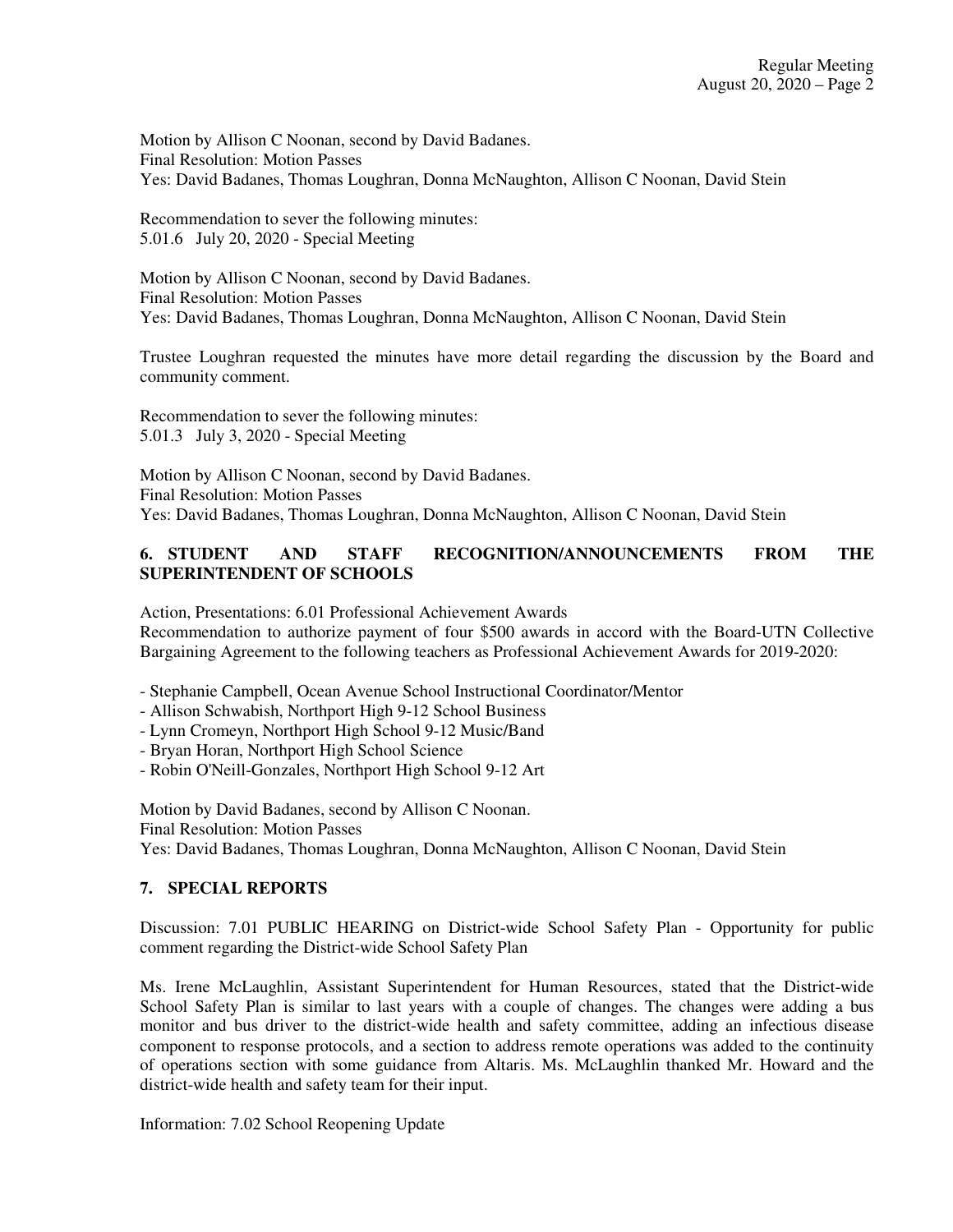Motion by Allison C Noonan, second by David Badanes.
Final Resolution: Motion Passes
Yes: David Badanes, Thomas Loughran, Donna McNaughton, Allison C Noonan, David Stein

Recommendation to sever the following minutes:
5.01.6 July 20, 2020 - Special Meeting

Motion by Allison C Noonan, second by David Badanes.
Final Resolution: Motion Passes
Yes: David Badanes, Thomas Loughran, Donna McNaughton, Allison C Noonan, David Stein

Trustee Loughran requested the minutes have more detail regarding the discussion by the Board and community comment.

Recommendation to sever the following minutes:
5.01.3 July 3, 2020 - Special Meeting

Motion by Allison C Noonan, second by David Badanes.
Final Resolution: Motion Passes
Yes: David Badanes, Thomas Loughran, Donna McNaughton, Allison C Noonan, David Stein

## 6. STUDENT AND STAFF RECOGNITION/ANNOUNCEMENTS FROM THE SUPERINTENDENT OF SCHOOLS

Action, Presentations: 6.01 Professional Achievement Awards
Recommendation to authorize payment of four $500 awards in accord with the Board-UTN Collective Bargaining Agreement to the following teachers as Professional Achievement Awards for 2019-2020:

- Stephanie Campbell, Ocean Avenue School Instructional Coordinator/Mentor
- Allison Schwabish, Northport High 9-12 School Business
- Lynn Cromeyn, Northport High School 9-12 Music/Band
- Bryan Horan, Northport High School Science
- Robin O'Neill-Gonzales, Northport High School 9-12 Art

Motion by David Badanes, second by Allison C Noonan.
Final Resolution: Motion Passes
Yes: David Badanes, Thomas Loughran, Donna McNaughton, Allison C Noonan, David Stein

## 7. SPECIAL REPORTS

Discussion: 7.01 PUBLIC HEARING on District-wide School Safety Plan - Opportunity for public comment regarding the District-wide School Safety Plan

Ms. Irene McLaughlin, Assistant Superintendent for Human Resources, stated that the District-wide School Safety Plan is similar to last years with a couple of changes. The changes were adding a bus monitor and bus driver to the district-wide health and safety committee, adding an infectious disease component to response protocols, and a section to address remote operations was added to the continuity of operations section with some guidance from Altaris. Ms. McLaughlin thanked Mr. Howard and the district-wide health and safety team for their input.

Information: 7.02 School Reopening Update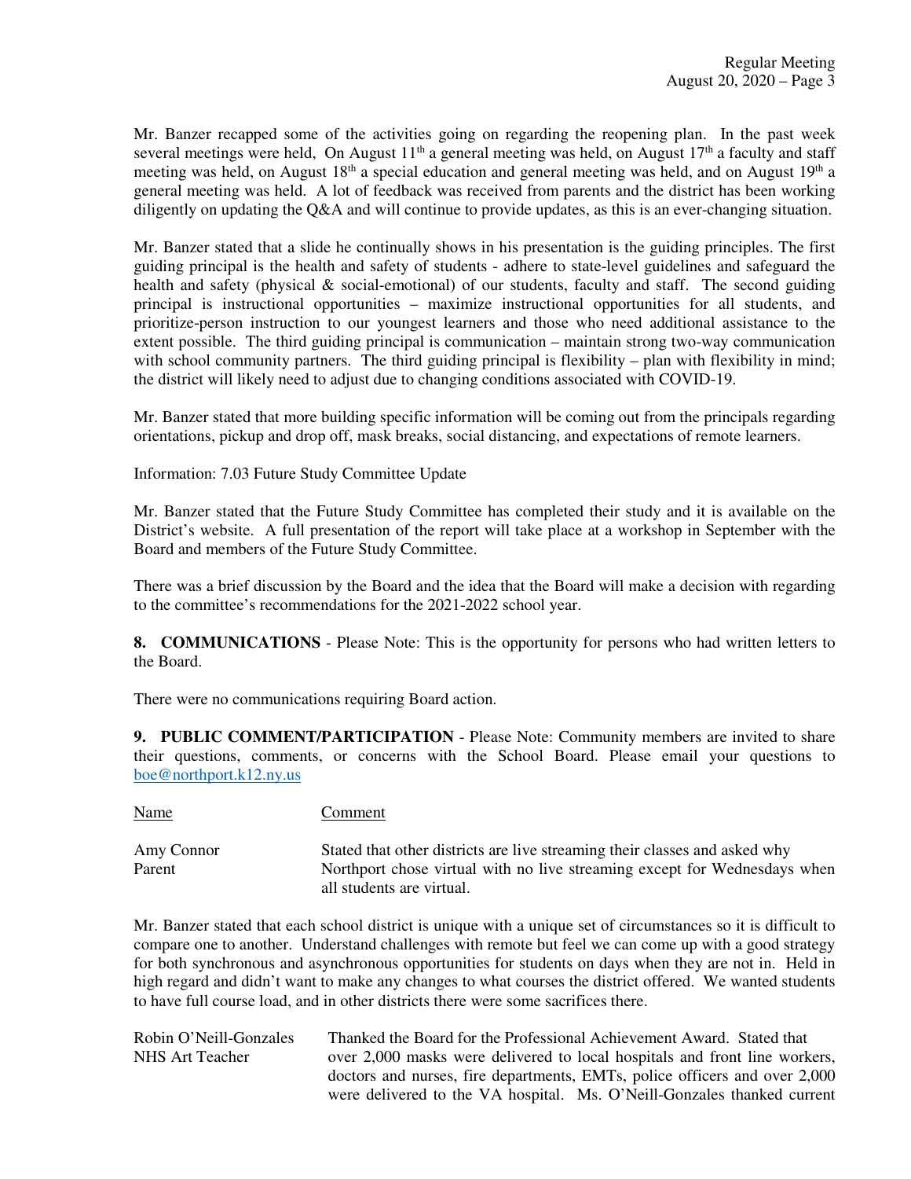Mr. Banzer recapped some of the activities going on regarding the reopening plan. In the past week several meetings were held, On August 11th a general meeting was held, on August 17th a faculty and staff meeting was held, on August 18th a special education and general meeting was held, and on August 19th a general meeting was held. A lot of feedback was received from parents and the district has been working diligently on updating the Q&A and will continue to provide updates, as this is an ever-changing situation.

Mr. Banzer stated that a slide he continually shows in his presentation is the guiding principles. The first guiding principal is the health and safety of students - adhere to state-level guidelines and safeguard the health and safety (physical & social-emotional) of our students, faculty and staff. The second guiding principal is instructional opportunities – maximize instructional opportunities for all students, and prioritize-person instruction to our youngest learners and those who need additional assistance to the extent possible. The third guiding principal is communication – maintain strong two-way communication with school community partners. The third guiding principal is flexibility – plan with flexibility in mind; the district will likely need to adjust due to changing conditions associated with COVID-19.

Mr. Banzer stated that more building specific information will be coming out from the principals regarding orientations, pickup and drop off, mask breaks, social distancing, and expectations of remote learners.

Information: 7.03 Future Study Committee Update

Mr. Banzer stated that the Future Study Committee has completed their study and it is available on the District's website. A full presentation of the report will take place at a workshop in September with the Board and members of the Future Study Committee.

There was a brief discussion by the Board and the idea that the Board will make a decision with regarding to the committee's recommendations for the 2021-2022 school year.

**8. COMMUNICATIONS** - Please Note: This is the opportunity for persons who had written letters to the Board.

There were no communications requiring Board action.

**9. PUBLIC COMMENT/PARTICIPATION** - Please Note: Community members are invited to share their questions, comments, or concerns with the School Board. Please email your questions to boe@northport.k12.ny.us

| Name | Comment |
|---|---|
| Amy Connor<br>Parent | Stated that other districts are live streaming their classes and asked why Northport chose virtual with no live streaming except for Wednesdays when all students are virtual. |

Mr. Banzer stated that each school district is unique with a unique set of circumstances so it is difficult to compare one to another. Understand challenges with remote but feel we can come up with a good strategy for both synchronous and asynchronous opportunities for students on days when they are not in. Held in high regard and didn't want to make any changes to what courses the district offered. We wanted students to have full course load, and in other districts there were some sacrifices there.

| | |
|---|---|
| Robin O'Neill-Gonzales<br>NHS Art Teacher | Thanked the Board for the Professional Achievement Award. Stated that over 2,000 masks were delivered to local hospitals and front line workers, doctors and nurses, fire departments, EMTs, police officers and over 2,000 were delivered to the VA hospital. Ms. O'Neill-Gonzales thanked current |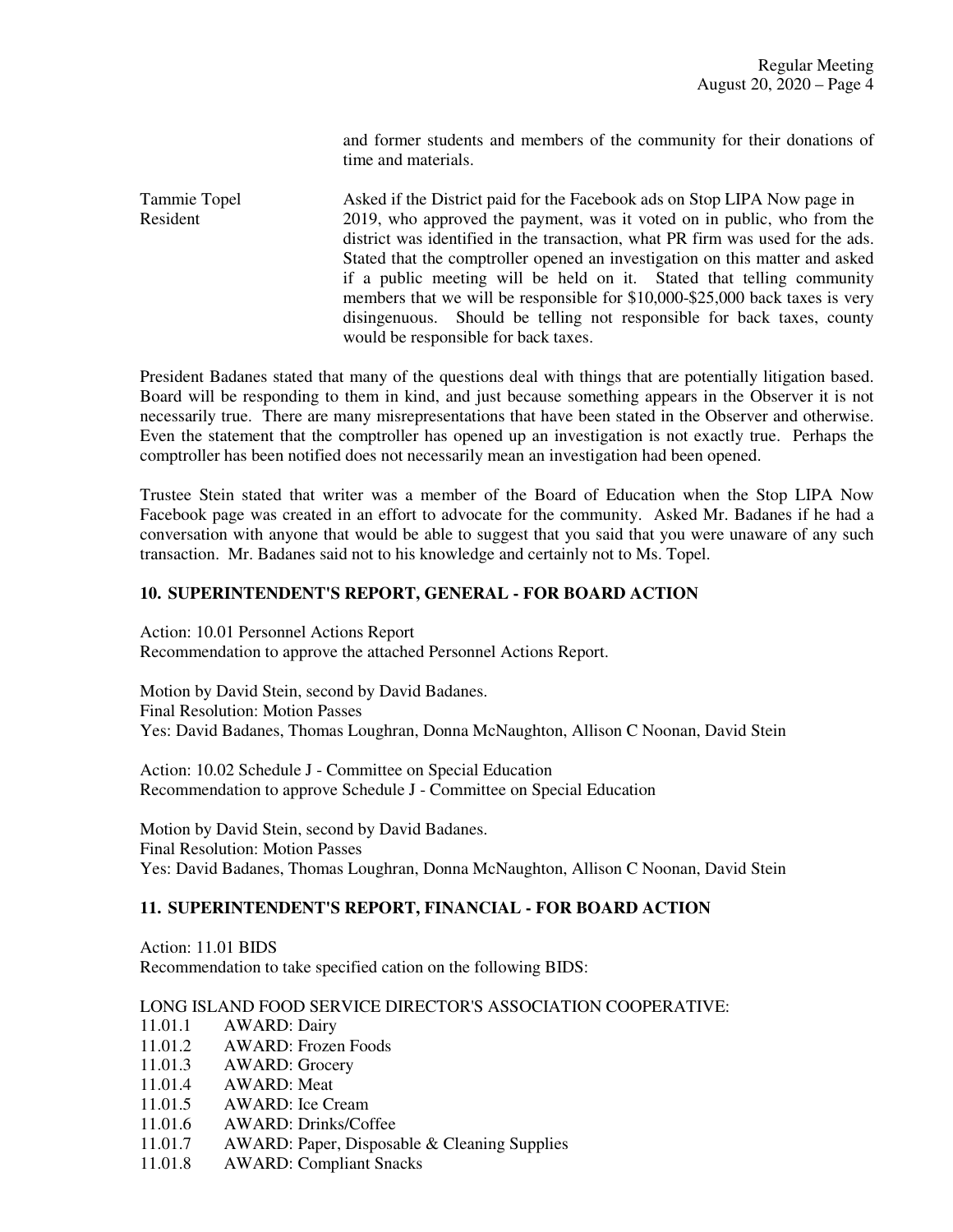and former students and members of the community for their donations of time and materials.

Tammie Topel
Resident

Asked if the District paid for the Facebook ads on Stop LIPA Now page in 2019, who approved the payment, was it voted on in public, who from the district was identified in the transaction, what PR firm was used for the ads. Stated that the comptroller opened an investigation on this matter and asked if a public meeting will be held on it. Stated that telling community members that we will be responsible for $10,000-$25,000 back taxes is very disingenuous. Should be telling not responsible for back taxes, county would be responsible for back taxes.

President Badanes stated that many of the questions deal with things that are potentially litigation based. Board will be responding to them in kind, and just because something appears in the Observer it is not necessarily true. There are many misrepresentations that have been stated in the Observer and otherwise. Even the statement that the comptroller has opened up an investigation is not exactly true. Perhaps the comptroller has been notified does not necessarily mean an investigation had been opened.

Trustee Stein stated that writer was a member of the Board of Education when the Stop LIPA Now Facebook page was created in an effort to advocate for the community. Asked Mr. Badanes if he had a conversation with anyone that would be able to suggest that you said that you were unaware of any such transaction. Mr. Badanes said not to his knowledge and certainly not to Ms. Topel.

## 10. SUPERINTENDENT'S REPORT, GENERAL - FOR BOARD ACTION

Action: 10.01 Personnel Actions Report
Recommendation to approve the attached Personnel Actions Report.

Motion by David Stein, second by David Badanes.
Final Resolution: Motion Passes
Yes: David Badanes, Thomas Loughran, Donna McNaughton, Allison C Noonan, David Stein

Action: 10.02 Schedule J - Committee on Special Education
Recommendation to approve Schedule J - Committee on Special Education

Motion by David Stein, second by David Badanes.
Final Resolution: Motion Passes
Yes: David Badanes, Thomas Loughran, Donna McNaughton, Allison C Noonan, David Stein

## 11. SUPERINTENDENT'S REPORT, FINANCIAL - FOR BOARD ACTION

Action: 11.01 BIDS
Recommendation to take specified cation on the following BIDS:

LONG ISLAND FOOD SERVICE DIRECTOR'S ASSOCIATION COOPERATIVE:

11.01.1 AWARD: Dairy
11.01.2 AWARD: Frozen Foods
11.01.3 AWARD: Grocery
11.01.4 AWARD: Meat
11.01.5 AWARD: Ice Cream
11.01.6 AWARD: Drinks/Coffee
11.01.7 AWARD: Paper, Disposable & Cleaning Supplies
11.01.8 AWARD: Compliant Snacks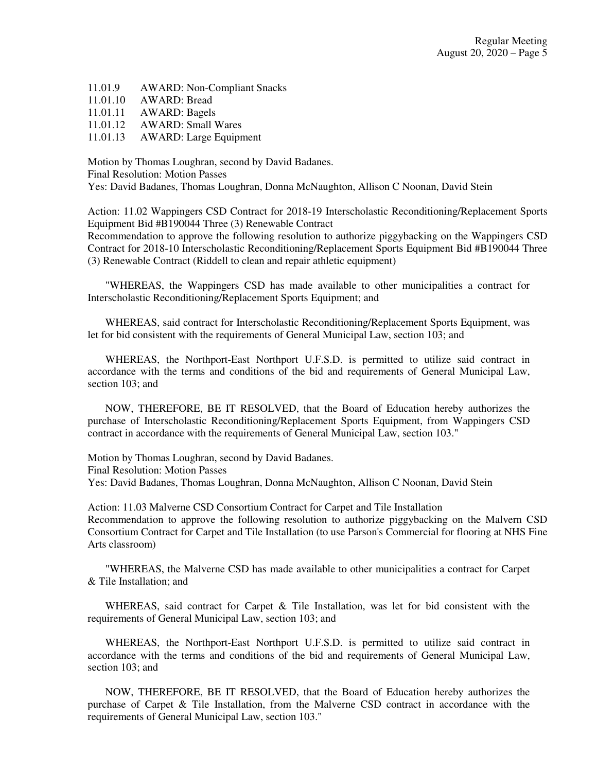11.01.9 AWARD: Non-Compliant Snacks
11.01.10 AWARD: Bread
11.01.11 AWARD: Bagels
11.01.12 AWARD: Small Wares
11.01.13 AWARD: Large Equipment

Motion by Thomas Loughran, second by David Badanes.
Final Resolution: Motion Passes
Yes: David Badanes, Thomas Loughran, Donna McNaughton, Allison C Noonan, David Stein

Action: 11.02 Wappingers CSD Contract for 2018-19 Interscholastic Reconditioning/Replacement Sports Equipment Bid #B190044 Three (3) Renewable Contract
Recommendation to approve the following resolution to authorize piggybacking on the Wappingers CSD Contract for 2018-10 Interscholastic Reconditioning/Replacement Sports Equipment Bid #B190044 Three (3) Renewable Contract (Riddell to clean and repair athletic equipment)

"WHEREAS, the Wappingers CSD has made available to other municipalities a contract for Interscholastic Reconditioning/Replacement Sports Equipment; and

WHEREAS, said contract for Interscholastic Reconditioning/Replacement Sports Equipment, was let for bid consistent with the requirements of General Municipal Law, section 103; and

WHEREAS, the Northport-East Northport U.F.S.D. is permitted to utilize said contract in accordance with the terms and conditions of the bid and requirements of General Municipal Law, section 103; and

NOW, THEREFORE, BE IT RESOLVED, that the Board of Education hereby authorizes the purchase of Interscholastic Reconditioning/Replacement Sports Equipment, from Wappingers CSD contract in accordance with the requirements of General Municipal Law, section 103."

Motion by Thomas Loughran, second by David Badanes.
Final Resolution: Motion Passes
Yes: David Badanes, Thomas Loughran, Donna McNaughton, Allison C Noonan, David Stein

Action: 11.03 Malverne CSD Consortium Contract for Carpet and Tile Installation
Recommendation to approve the following resolution to authorize piggybacking on the Malvern CSD Consortium Contract for Carpet and Tile Installation (to use Parson's Commercial for flooring at NHS Fine Arts classroom)

"WHEREAS, the Malverne CSD has made available to other municipalities a contract for Carpet & Tile Installation; and

WHEREAS, said contract for Carpet & Tile Installation, was let for bid consistent with the requirements of General Municipal Law, section 103; and

WHEREAS, the Northport-East Northport U.F.S.D. is permitted to utilize said contract in accordance with the terms and conditions of the bid and requirements of General Municipal Law, section 103; and

NOW, THEREFORE, BE IT RESOLVED, that the Board of Education hereby authorizes the purchase of Carpet & Tile Installation, from the Malverne CSD contract in accordance with the requirements of General Municipal Law, section 103."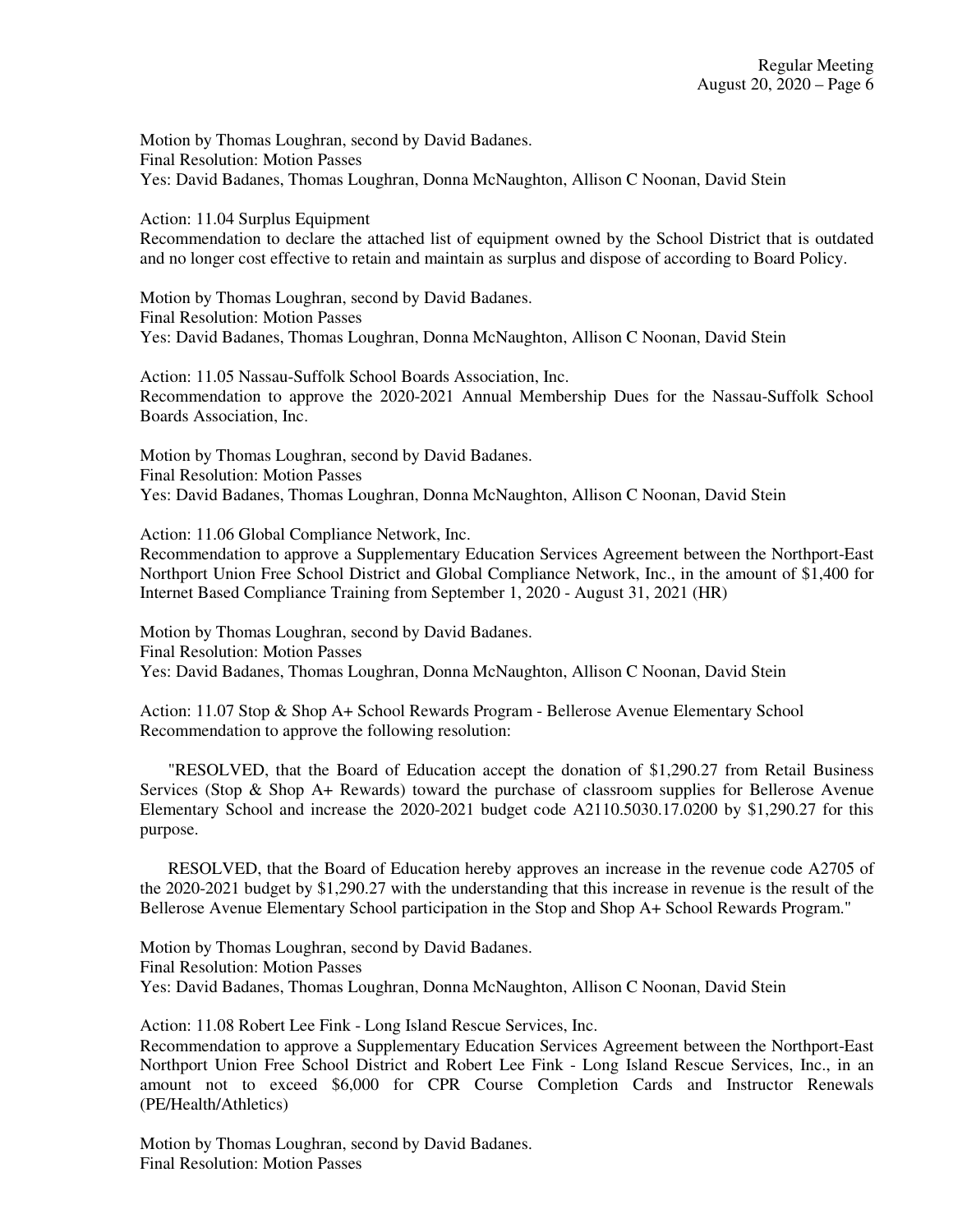Motion by Thomas Loughran, second by David Badanes.
Final Resolution: Motion Passes
Yes: David Badanes, Thomas Loughran, Donna McNaughton, Allison C Noonan, David Stein

Action: 11.04 Surplus Equipment
Recommendation to declare the attached list of equipment owned by the School District that is outdated and no longer cost effective to retain and maintain as surplus and dispose of according to Board Policy.

Motion by Thomas Loughran, second by David Badanes.
Final Resolution: Motion Passes
Yes: David Badanes, Thomas Loughran, Donna McNaughton, Allison C Noonan, David Stein

Action: 11.05 Nassau-Suffolk School Boards Association, Inc.
Recommendation to approve the 2020-2021 Annual Membership Dues for the Nassau-Suffolk School Boards Association, Inc.

Motion by Thomas Loughran, second by David Badanes.
Final Resolution: Motion Passes
Yes: David Badanes, Thomas Loughran, Donna McNaughton, Allison C Noonan, David Stein

Action: 11.06 Global Compliance Network, Inc.
Recommendation to approve a Supplementary Education Services Agreement between the Northport-East Northport Union Free School District and Global Compliance Network, Inc., in the amount of $1,400 for Internet Based Compliance Training from September 1, 2020 - August 31, 2021 (HR)

Motion by Thomas Loughran, second by David Badanes.
Final Resolution: Motion Passes
Yes: David Badanes, Thomas Loughran, Donna McNaughton, Allison C Noonan, David Stein

Action: 11.07 Stop & Shop A+ School Rewards Program - Bellerose Avenue Elementary School
Recommendation to approve the following resolution:

"RESOLVED, that the Board of Education accept the donation of $1,290.27 from Retail Business Services (Stop & Shop A+ Rewards) toward the purchase of classroom supplies for Bellerose Avenue Elementary School and increase the 2020-2021 budget code A2110.5030.17.0200 by $1,290.27 for this purpose.

RESOLVED, that the Board of Education hereby approves an increase in the revenue code A2705 of the 2020-2021 budget by $1,290.27 with the understanding that this increase in revenue is the result of the Bellerose Avenue Elementary School participation in the Stop and Shop A+ School Rewards Program."

Motion by Thomas Loughran, second by David Badanes.
Final Resolution: Motion Passes
Yes: David Badanes, Thomas Loughran, Donna McNaughton, Allison C Noonan, David Stein

Action: 11.08 Robert Lee Fink - Long Island Rescue Services, Inc.
Recommendation to approve a Supplementary Education Services Agreement between the Northport-East Northport Union Free School District and Robert Lee Fink - Long Island Rescue Services, Inc., in an amount not to exceed $6,000 for CPR Course Completion Cards and Instructor Renewals (PE/Health/Athletics)

Motion by Thomas Loughran, second by David Badanes.
Final Resolution: Motion Passes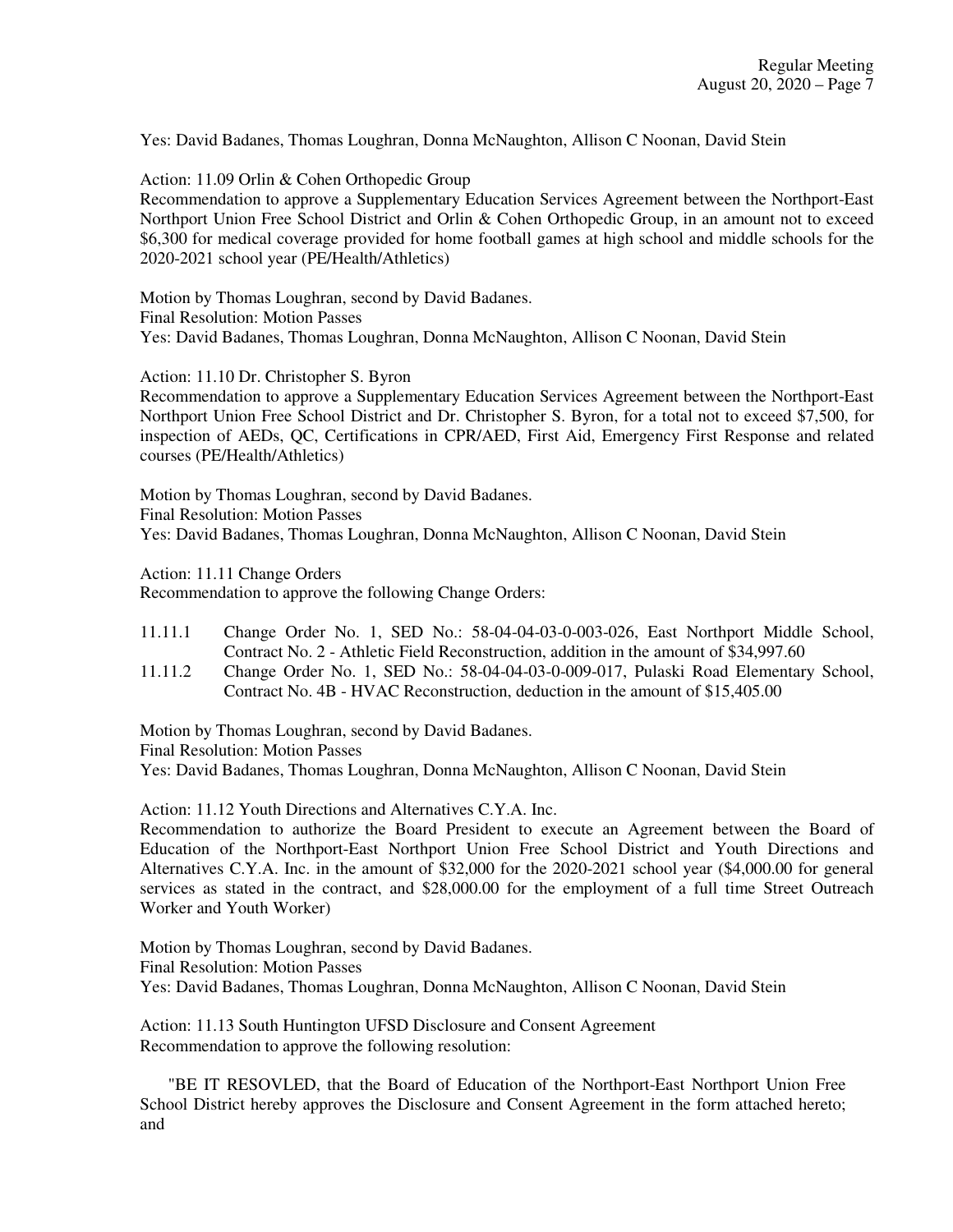Yes: David Badanes, Thomas Loughran, Donna McNaughton, Allison C Noonan, David Stein

Action: 11.09 Orlin & Cohen Orthopedic Group

Recommendation to approve a Supplementary Education Services Agreement between the Northport-East Northport Union Free School District and Orlin & Cohen Orthopedic Group, in an amount not to exceed $6,300 for medical coverage provided for home football games at high school and middle schools for the 2020-2021 school year (PE/Health/Athletics)

Motion by Thomas Loughran, second by David Badanes.
Final Resolution: Motion Passes
Yes: David Badanes, Thomas Loughran, Donna McNaughton, Allison C Noonan, David Stein

Action: 11.10 Dr. Christopher S. Byron

Recommendation to approve a Supplementary Education Services Agreement between the Northport-East Northport Union Free School District and Dr. Christopher S. Byron, for a total not to exceed $7,500, for inspection of AEDs, QC, Certifications in CPR/AED, First Aid, Emergency First Response and related courses (PE/Health/Athletics)

Motion by Thomas Loughran, second by David Badanes.
Final Resolution: Motion Passes
Yes: David Badanes, Thomas Loughran, Donna McNaughton, Allison C Noonan, David Stein

Action: 11.11 Change Orders

Recommendation to approve the following Change Orders:

- 11.11.1 Change Order No. 1, SED No.: 58-04-04-03-0-003-026, East Northport Middle School, Contract No. 2 - Athletic Field Reconstruction, addition in the amount of $34,997.60
- 11.11.2 Change Order No. 1, SED No.: 58-04-04-03-0-009-017, Pulaski Road Elementary School, Contract No. 4B - HVAC Reconstruction, deduction in the amount of $15,405.00

Motion by Thomas Loughran, second by David Badanes.
Final Resolution: Motion Passes
Yes: David Badanes, Thomas Loughran, Donna McNaughton, Allison C Noonan, David Stein

Action: 11.12 Youth Directions and Alternatives C.Y.A. Inc.

Recommendation to authorize the Board President to execute an Agreement between the Board of Education of the Northport-East Northport Union Free School District and Youth Directions and Alternatives C.Y.A. Inc. in the amount of $32,000 for the 2020-2021 school year ($4,000.00 for general services as stated in the contract, and $28,000.00 for the employment of a full time Street Outreach Worker and Youth Worker)

Motion by Thomas Loughran, second by David Badanes.
Final Resolution: Motion Passes
Yes: David Badanes, Thomas Loughran, Donna McNaughton, Allison C Noonan, David Stein

Action: 11.13 South Huntington UFSD Disclosure and Consent Agreement

Recommendation to approve the following resolution:

"BE IT RESOVLED, that the Board of Education of the Northport-East Northport Union Free School District hereby approves the Disclosure and Consent Agreement in the form attached hereto; and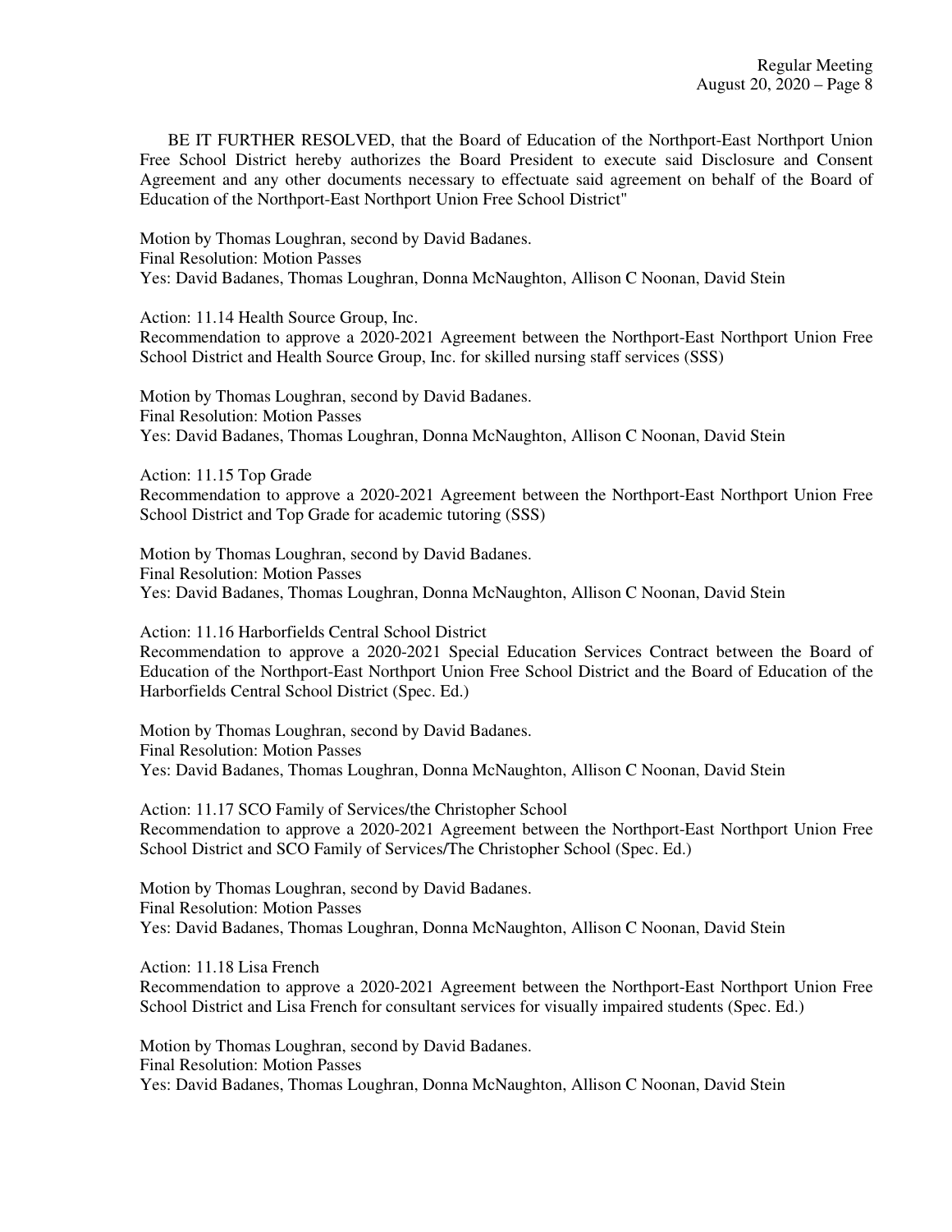BE IT FURTHER RESOLVED, that the Board of Education of the Northport-East Northport Union Free School District hereby authorizes the Board President to execute said Disclosure and Consent Agreement and any other documents necessary to effectuate said agreement on behalf of the Board of Education of the Northport-East Northport Union Free School District"

Motion by Thomas Loughran, second by David Badanes.
Final Resolution: Motion Passes
Yes: David Badanes, Thomas Loughran, Donna McNaughton, Allison C Noonan, David Stein

Action: 11.14 Health Source Group, Inc.
Recommendation to approve a 2020-2021 Agreement between the Northport-East Northport Union Free School District and Health Source Group, Inc. for skilled nursing staff services (SSS)

Motion by Thomas Loughran, second by David Badanes.
Final Resolution: Motion Passes
Yes: David Badanes, Thomas Loughran, Donna McNaughton, Allison C Noonan, David Stein

Action: 11.15 Top Grade
Recommendation to approve a 2020-2021 Agreement between the Northport-East Northport Union Free School District and Top Grade for academic tutoring (SSS)

Motion by Thomas Loughran, second by David Badanes.
Final Resolution: Motion Passes
Yes: David Badanes, Thomas Loughran, Donna McNaughton, Allison C Noonan, David Stein

Action: 11.16 Harborfields Central School District
Recommendation to approve a 2020-2021 Special Education Services Contract between the Board of Education of the Northport-East Northport Union Free School District and the Board of Education of the Harborfields Central School District (Spec. Ed.)

Motion by Thomas Loughran, second by David Badanes.
Final Resolution: Motion Passes
Yes: David Badanes, Thomas Loughran, Donna McNaughton, Allison C Noonan, David Stein

Action: 11.17 SCO Family of Services/the Christopher School
Recommendation to approve a 2020-2021 Agreement between the Northport-East Northport Union Free School District and SCO Family of Services/The Christopher School (Spec. Ed.)

Motion by Thomas Loughran, second by David Badanes.
Final Resolution: Motion Passes
Yes: David Badanes, Thomas Loughran, Donna McNaughton, Allison C Noonan, David Stein

Action: 11.18 Lisa French
Recommendation to approve a 2020-2021 Agreement between the Northport-East Northport Union Free School District and Lisa French for consultant services for visually impaired students (Spec. Ed.)

Motion by Thomas Loughran, second by David Badanes.
Final Resolution: Motion Passes
Yes: David Badanes, Thomas Loughran, Donna McNaughton, Allison C Noonan, David Stein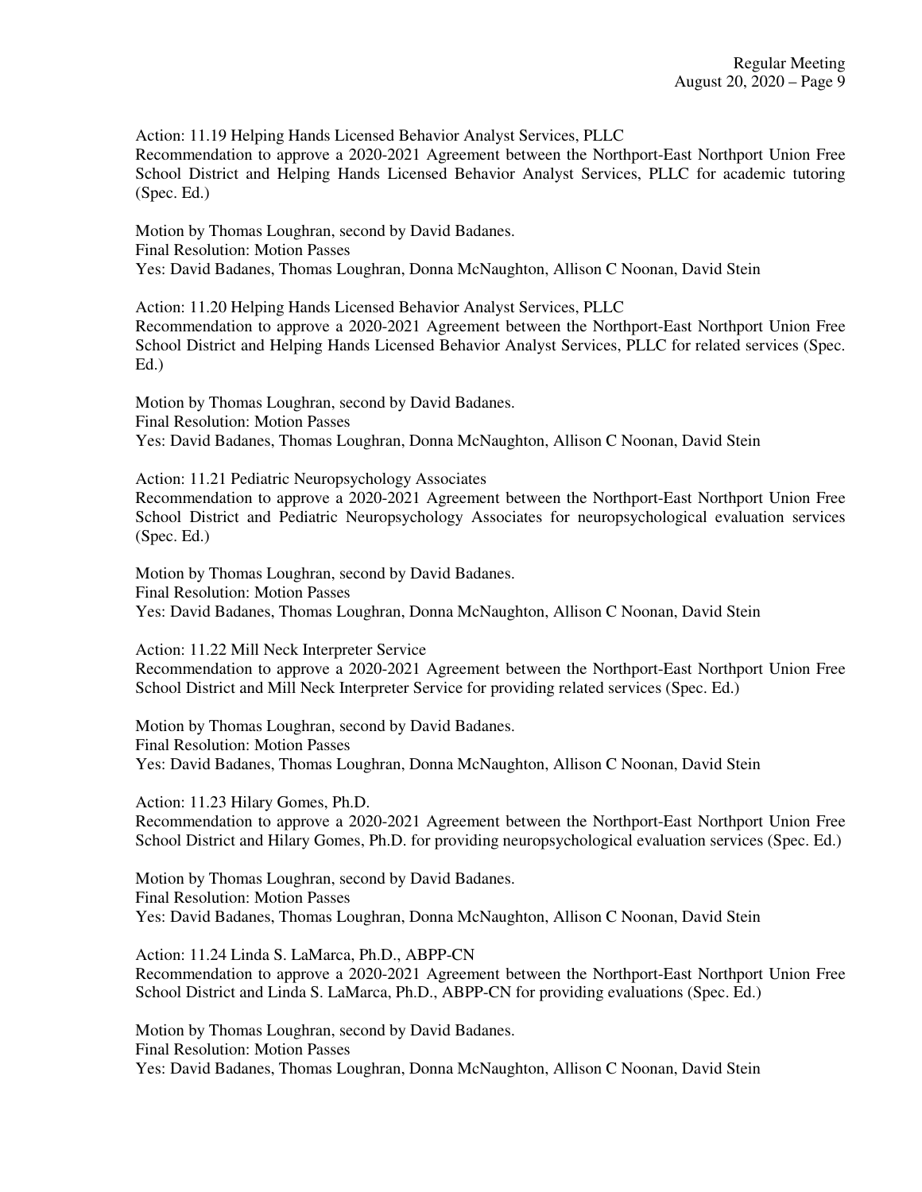Action: 11.19 Helping Hands Licensed Behavior Analyst Services, PLLC
Recommendation to approve a 2020-2021 Agreement between the Northport-East Northport Union Free School District and Helping Hands Licensed Behavior Analyst Services, PLLC for academic tutoring (Spec. Ed.)

Motion by Thomas Loughran, second by David Badanes.
Final Resolution: Motion Passes
Yes: David Badanes, Thomas Loughran, Donna McNaughton, Allison C Noonan, David Stein

Action: 11.20 Helping Hands Licensed Behavior Analyst Services, PLLC
Recommendation to approve a 2020-2021 Agreement between the Northport-East Northport Union Free School District and Helping Hands Licensed Behavior Analyst Services, PLLC for related services (Spec. Ed.)

Motion by Thomas Loughran, second by David Badanes.
Final Resolution: Motion Passes
Yes: David Badanes, Thomas Loughran, Donna McNaughton, Allison C Noonan, David Stein

Action: 11.21 Pediatric Neuropsychology Associates
Recommendation to approve a 2020-2021 Agreement between the Northport-East Northport Union Free School District and Pediatric Neuropsychology Associates for neuropsychological evaluation services (Spec. Ed.)

Motion by Thomas Loughran, second by David Badanes.
Final Resolution: Motion Passes
Yes: David Badanes, Thomas Loughran, Donna McNaughton, Allison C Noonan, David Stein

Action: 11.22 Mill Neck Interpreter Service
Recommendation to approve a 2020-2021 Agreement between the Northport-East Northport Union Free School District and Mill Neck Interpreter Service for providing related services (Spec. Ed.)

Motion by Thomas Loughran, second by David Badanes.
Final Resolution: Motion Passes
Yes: David Badanes, Thomas Loughran, Donna McNaughton, Allison C Noonan, David Stein

Action: 11.23 Hilary Gomes, Ph.D.
Recommendation to approve a 2020-2021 Agreement between the Northport-East Northport Union Free School District and Hilary Gomes, Ph.D. for providing neuropsychological evaluation services (Spec. Ed.)

Motion by Thomas Loughran, second by David Badanes.
Final Resolution: Motion Passes
Yes: David Badanes, Thomas Loughran, Donna McNaughton, Allison C Noonan, David Stein

Action: 11.24 Linda S. LaMarca, Ph.D., ABPP-CN
Recommendation to approve a 2020-2021 Agreement between the Northport-East Northport Union Free School District and Linda S. LaMarca, Ph.D., ABPP-CN for providing evaluations (Spec. Ed.)

Motion by Thomas Loughran, second by David Badanes.
Final Resolution: Motion Passes
Yes: David Badanes, Thomas Loughran, Donna McNaughton, Allison C Noonan, David Stein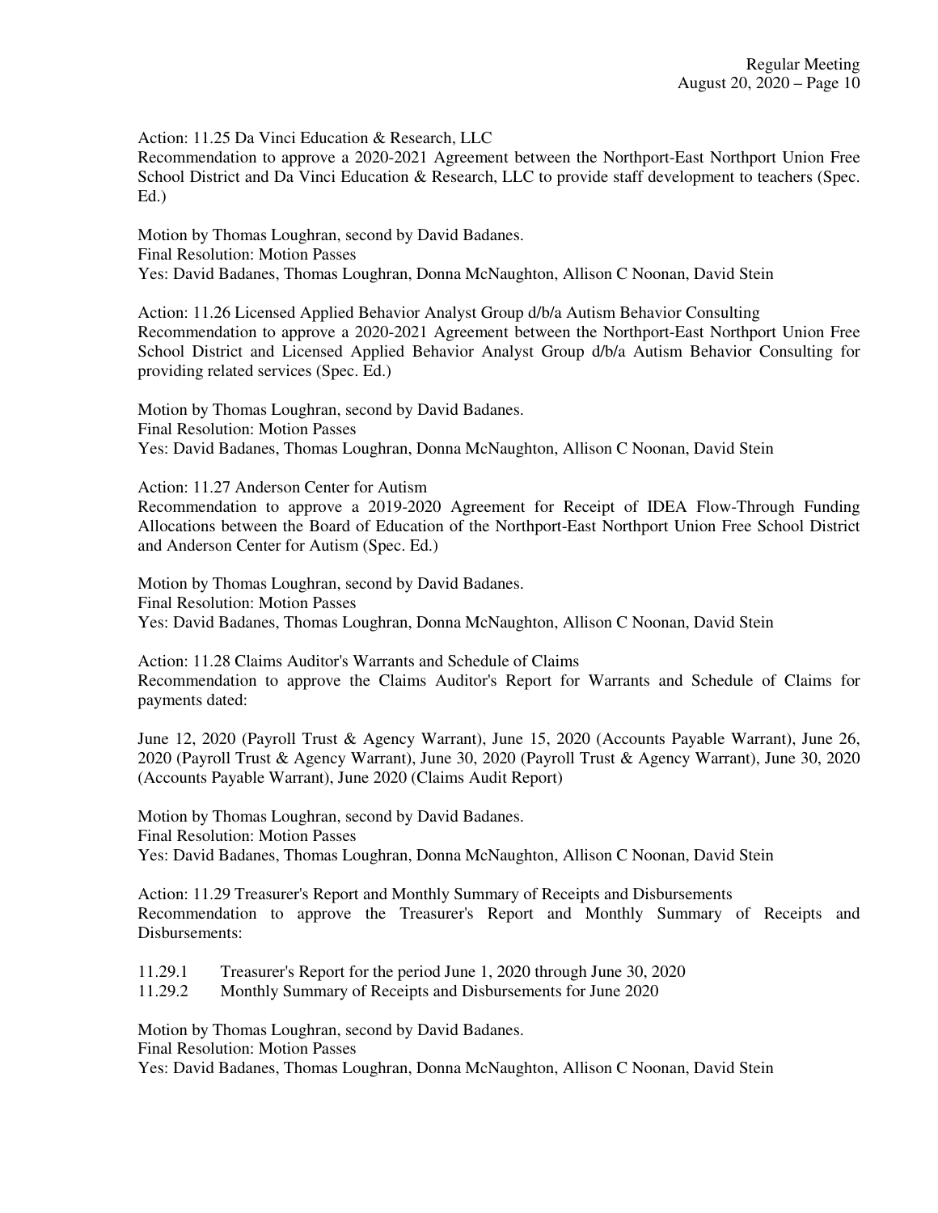Action: 11.25 Da Vinci Education & Research, LLC
Recommendation to approve a 2020-2021 Agreement between the Northport-East Northport Union Free School District and Da Vinci Education & Research, LLC to provide staff development to teachers (Spec. Ed.)

Motion by Thomas Loughran, second by David Badanes.
Final Resolution: Motion Passes
Yes: David Badanes, Thomas Loughran, Donna McNaughton, Allison C Noonan, David Stein

Action: 11.26 Licensed Applied Behavior Analyst Group d/b/a Autism Behavior Consulting
Recommendation to approve a 2020-2021 Agreement between the Northport-East Northport Union Free School District and Licensed Applied Behavior Analyst Group d/b/a Autism Behavior Consulting for providing related services (Spec. Ed.)

Motion by Thomas Loughran, second by David Badanes.
Final Resolution: Motion Passes
Yes: David Badanes, Thomas Loughran, Donna McNaughton, Allison C Noonan, David Stein

Action: 11.27 Anderson Center for Autism
Recommendation to approve a 2019-2020 Agreement for Receipt of IDEA Flow-Through Funding Allocations between the Board of Education of the Northport-East Northport Union Free School District and Anderson Center for Autism (Spec. Ed.)

Motion by Thomas Loughran, second by David Badanes.
Final Resolution: Motion Passes
Yes: David Badanes, Thomas Loughran, Donna McNaughton, Allison C Noonan, David Stein

Action: 11.28 Claims Auditor's Warrants and Schedule of Claims
Recommendation to approve the Claims Auditor's Report for Warrants and Schedule of Claims for payments dated:

June 12, 2020 (Payroll Trust & Agency Warrant), June 15, 2020 (Accounts Payable Warrant), June 26, 2020 (Payroll Trust & Agency Warrant), June 30, 2020 (Payroll Trust & Agency Warrant), June 30, 2020 (Accounts Payable Warrant), June 2020 (Claims Audit Report)

Motion by Thomas Loughran, second by David Badanes.
Final Resolution: Motion Passes
Yes: David Badanes, Thomas Loughran, Donna McNaughton, Allison C Noonan, David Stein

Action: 11.29 Treasurer's Report and Monthly Summary of Receipts and Disbursements
Recommendation to approve the Treasurer's Report and Monthly Summary of Receipts and Disbursements:

11.29.1 Treasurer's Report for the period June 1, 2020 through June 30, 2020
11.29.2 Monthly Summary of Receipts and Disbursements for June 2020

Motion by Thomas Loughran, second by David Badanes.
Final Resolution: Motion Passes
Yes: David Badanes, Thomas Loughran, Donna McNaughton, Allison C Noonan, David Stein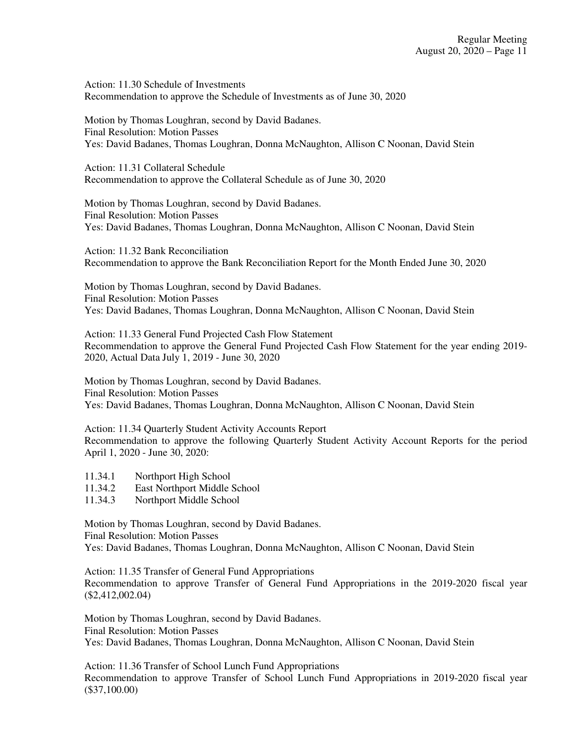Action: 11.30 Schedule of Investments
Recommendation to approve the Schedule of Investments as of June 30, 2020

Motion by Thomas Loughran, second by David Badanes.
Final Resolution: Motion Passes
Yes: David Badanes, Thomas Loughran, Donna McNaughton, Allison C Noonan, David Stein

Action: 11.31 Collateral Schedule
Recommendation to approve the Collateral Schedule as of June 30, 2020

Motion by Thomas Loughran, second by David Badanes.
Final Resolution: Motion Passes
Yes: David Badanes, Thomas Loughran, Donna McNaughton, Allison C Noonan, David Stein

Action: 11.32 Bank Reconciliation
Recommendation to approve the Bank Reconciliation Report for the Month Ended June 30, 2020

Motion by Thomas Loughran, second by David Badanes.
Final Resolution: Motion Passes
Yes: David Badanes, Thomas Loughran, Donna McNaughton, Allison C Noonan, David Stein

Action: 11.33 General Fund Projected Cash Flow Statement
Recommendation to approve the General Fund Projected Cash Flow Statement for the year ending 2019-2020, Actual Data July 1, 2019 - June 30, 2020

Motion by Thomas Loughran, second by David Badanes.
Final Resolution: Motion Passes
Yes: David Badanes, Thomas Loughran, Donna McNaughton, Allison C Noonan, David Stein

Action: 11.34 Quarterly Student Activity Accounts Report
Recommendation to approve the following Quarterly Student Activity Account Reports for the period April 1, 2020 - June 30, 2020:

11.34.1 Northport High School
11.34.2 East Northport Middle School
11.34.3 Northport Middle School

Motion by Thomas Loughran, second by David Badanes.
Final Resolution: Motion Passes
Yes: David Badanes, Thomas Loughran, Donna McNaughton, Allison C Noonan, David Stein

Action: 11.35 Transfer of General Fund Appropriations
Recommendation to approve Transfer of General Fund Appropriations in the 2019-2020 fiscal year ($2,412,002.04)

Motion by Thomas Loughran, second by David Badanes.
Final Resolution: Motion Passes
Yes: David Badanes, Thomas Loughran, Donna McNaughton, Allison C Noonan, David Stein

Action: 11.36 Transfer of School Lunch Fund Appropriations
Recommendation to approve Transfer of School Lunch Fund Appropriations in 2019-2020 fiscal year ($37,100.00)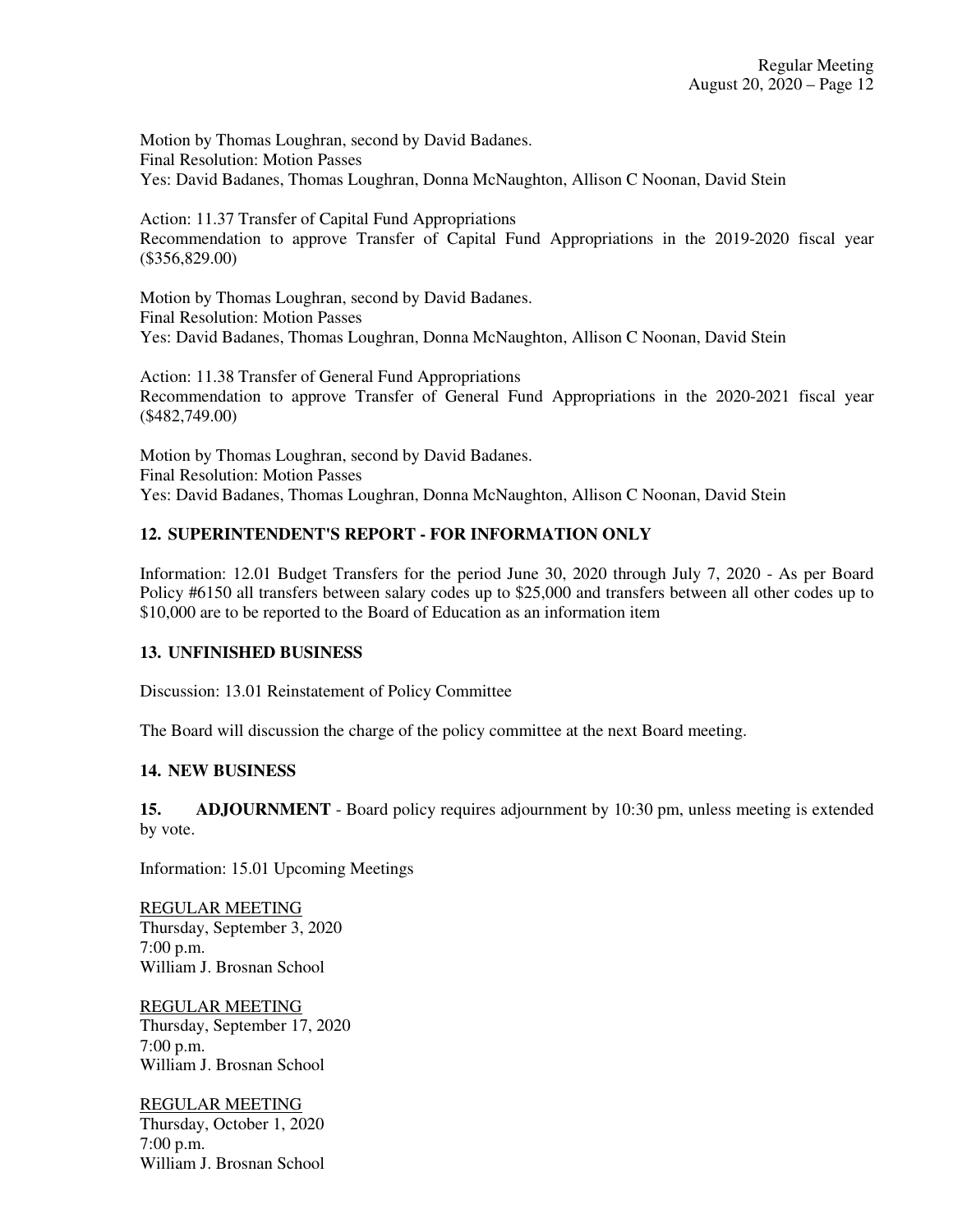Motion by Thomas Loughran, second by David Badanes.
Final Resolution: Motion Passes
Yes: David Badanes, Thomas Loughran, Donna McNaughton, Allison C Noonan, David Stein

Action: 11.37 Transfer of Capital Fund Appropriations
Recommendation to approve Transfer of Capital Fund Appropriations in the 2019-2020 fiscal year ($356,829.00)

Motion by Thomas Loughran, second by David Badanes.
Final Resolution: Motion Passes
Yes: David Badanes, Thomas Loughran, Donna McNaughton, Allison C Noonan, David Stein

Action: 11.38 Transfer of General Fund Appropriations
Recommendation to approve Transfer of General Fund Appropriations in the 2020-2021 fiscal year ($482,749.00)

Motion by Thomas Loughran, second by David Badanes.
Final Resolution: Motion Passes
Yes: David Badanes, Thomas Loughran, Donna McNaughton, Allison C Noonan, David Stein

**12. SUPERINTENDENT'S REPORT - FOR INFORMATION ONLY**

Information: 12.01 Budget Transfers for the period June 30, 2020 through July 7, 2020 - As per Board Policy #6150 all transfers between salary codes up to $25,000 and transfers between all other codes up to $10,000 are to be reported to the Board of Education as an information item

**13. UNFINISHED BUSINESS**

Discussion: 13.01 Reinstatement of Policy Committee

The Board will discussion the charge of the policy committee at the next Board meeting.

**14. NEW BUSINESS**

**15. ADJOURNMENT** - Board policy requires adjournment by 10:30 pm, unless meeting is extended by vote.

Information: 15.01 Upcoming Meetings

<u>REGULAR MEETING</u>
Thursday, September 3, 2020
7:00 p.m.
William J. Brosnan School

<u>REGULAR MEETING</u>
Thursday, September 17, 2020
7:00 p.m.
William J. Brosnan School

<u>REGULAR MEETING</u>
Thursday, October 1, 2020
7:00 p.m.
William J. Brosnan School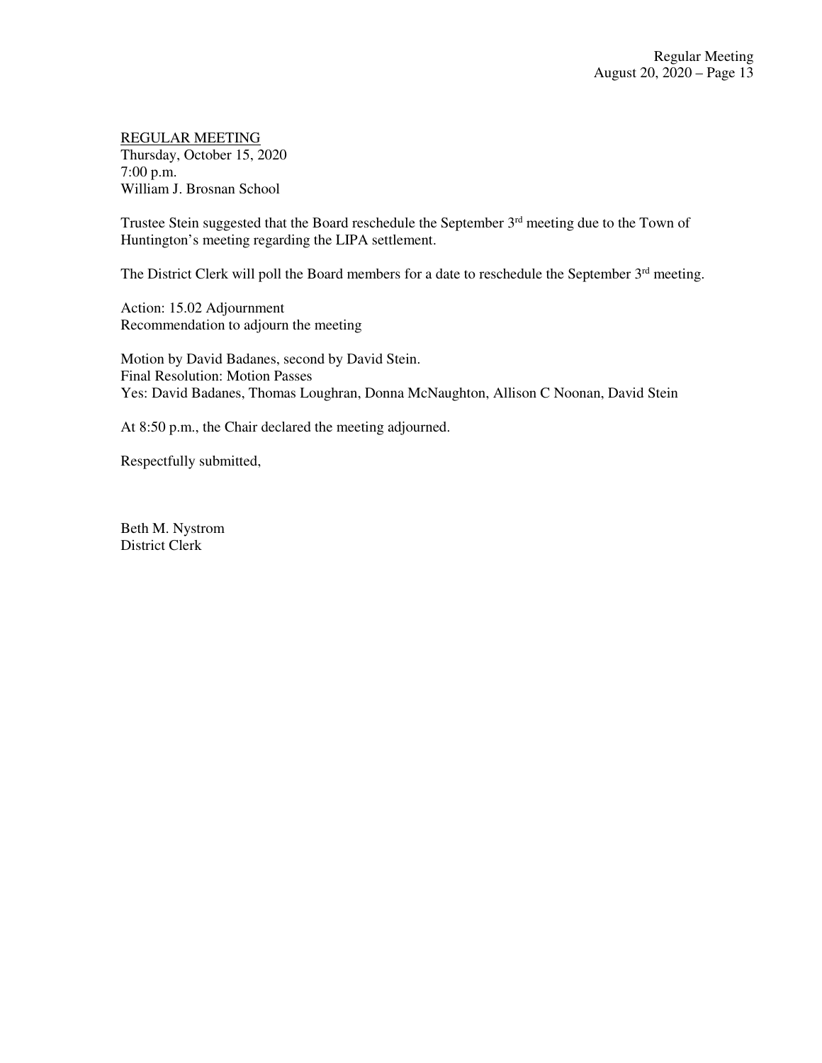REGULAR MEETING
Thursday, October 15, 2020
7:00 p.m.
William J. Brosnan School

Trustee Stein suggested that the Board reschedule the September 3rd meeting due to the Town of Huntington's meeting regarding the LIPA settlement.

The District Clerk will poll the Board members for a date to reschedule the September 3rd meeting.

Action: 15.02 Adjournment
Recommendation to adjourn the meeting

Motion by David Badanes, second by David Stein.
Final Resolution: Motion Passes
Yes: David Badanes, Thomas Loughran, Donna McNaughton, Allison C Noonan, David Stein

At 8:50 p.m., the Chair declared the meeting adjourned.

Respectfully submitted,

Beth M. Nystrom
District Clerk